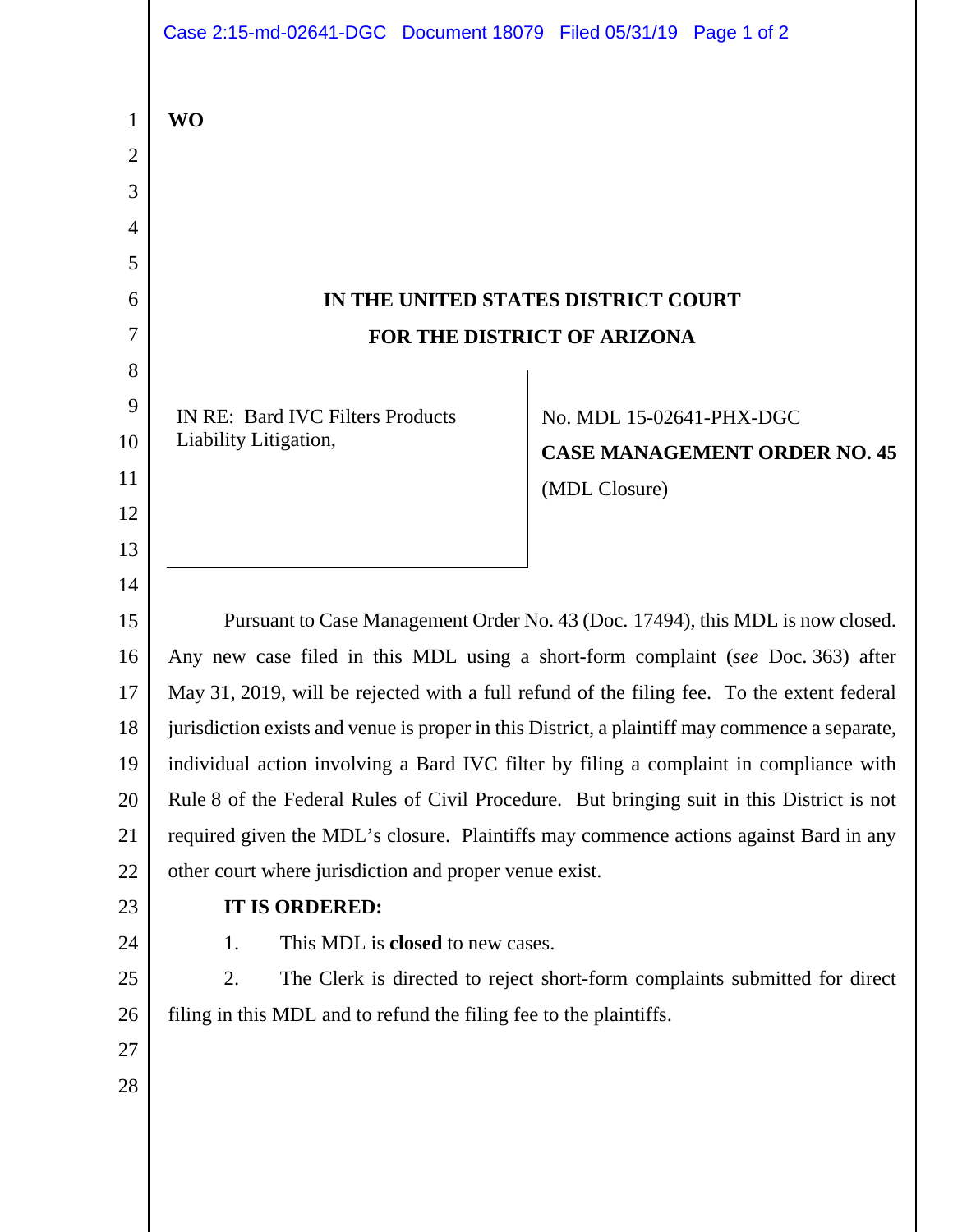**WO**

**IN THE UNITED STATES DISTRICT COURT**

**FOR THE DISTRICT OF ARIZONA**

IN RE: Bard IVC Filters Products Liability Litigation,

No. MDL 15-02641-PHX-DGC

**CASE MANAGEMENT ORDER NO. 45**

(MDL Closure)

Pursuant to Case Management Order No. 43 (Doc. 17494), this MDL is now closed. Any new case filed in this MDL using a short-form complaint (*see* Doc. 363) after May 31, 2019, will be rejected with a full refund of the filing fee. To the extent federal jurisdiction exists and venue is proper in this District, a plaintiff may commence a separate, individual action involving a Bard IVC filter by filing a complaint in compliance with Rule 8 of the Federal Rules of Civil Procedure. But bringing suit in this District is not required given the MDL's closure. Plaintiffs may commence actions against Bard in any other court where jurisdiction and proper venue exist.

**IT IS ORDERED:**

1. This MDL is **closed** to new cases.

2. The Clerk is directed to reject short-form complaints submitted for direct filing in this MDL and to refund the filing fee to the plaintiffs.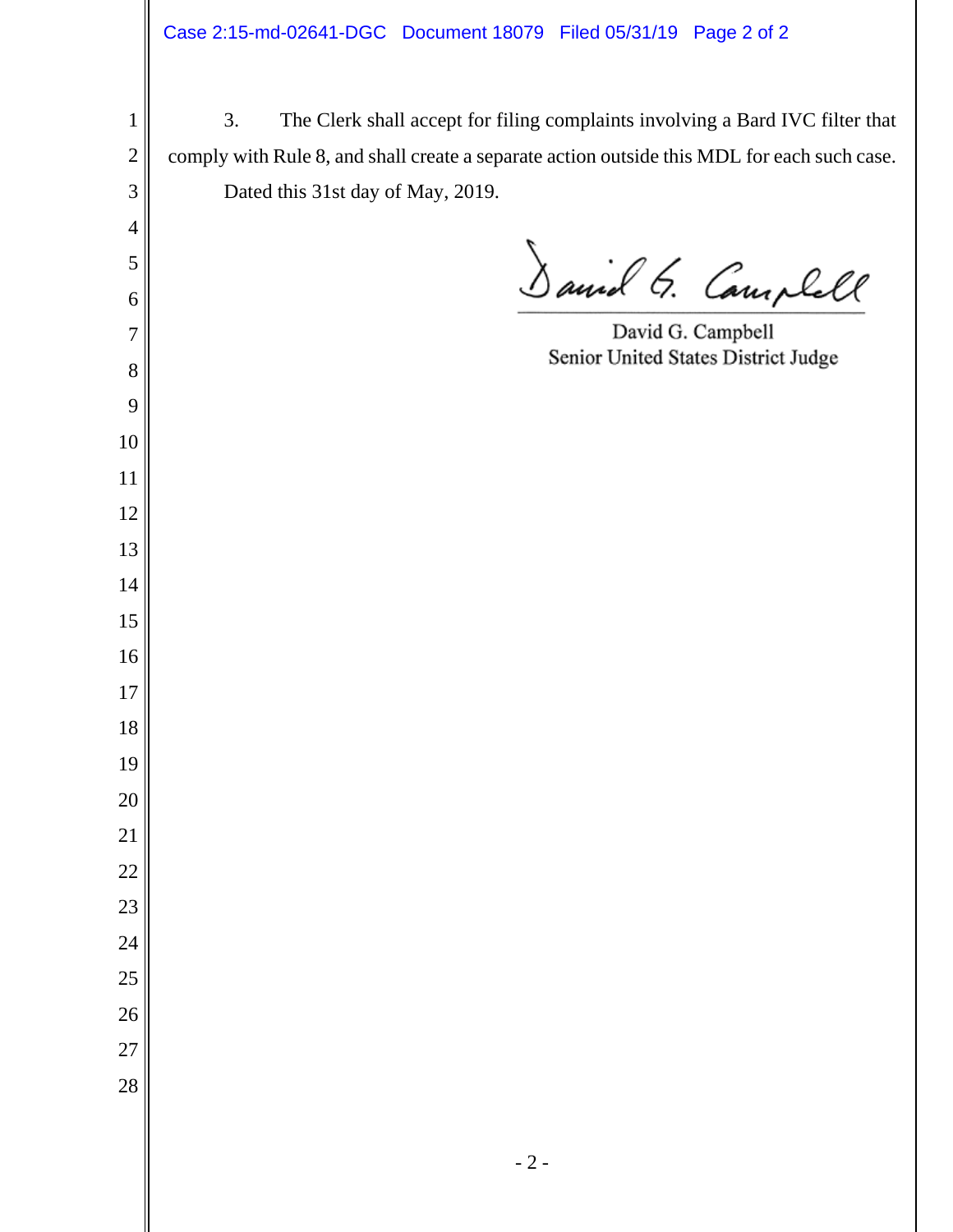3. The Clerk shall accept for filing complaints involving a Bard IVC filter that comply with Rule 8, and shall create a separate action outside this MDL for each such case.

Dated this 31st day of May, 2019.

David G. Campbell
Senior United States District Judge